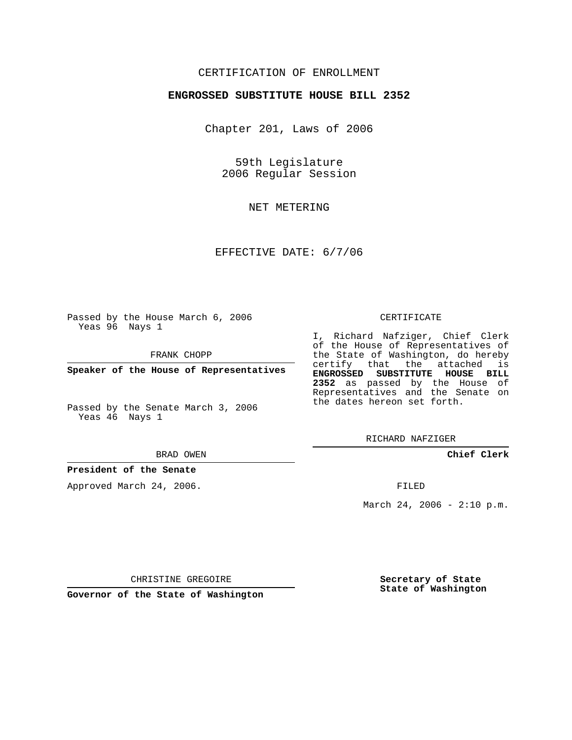CERTIFICATION OF ENROLLMENT

**ENGROSSED SUBSTITUTE HOUSE BILL 2352**

Chapter 201, Laws of 2006

59th Legislature
2006 Regular Session

NET METERING

EFFECTIVE DATE: 6/7/06

Passed by the House March 6, 2006
Yeas 96 Nays 1

FRANK CHOPP

**Speaker of the House of Representatives**

Passed by the Senate March 3, 2006
Yeas 46 Nays 1

BRAD OWEN

**President of the Senate**

Approved March 24, 2006.

CHRISTINE GREGOIRE

**Governor of the State of Washington**

CERTIFICATE

I, Richard Nafziger, Chief Clerk of the House of Representatives of the State of Washington, do hereby certify that the attached is **ENGROSSED SUBSTITUTE HOUSE BILL 2352** as passed by the House of Representatives and the Senate on the dates hereon set forth.

RICHARD NAFZIGER

**Chief Clerk**

FILED

March 24, 2006 - 2:10 p.m.

**Secretary of State**
**State of Washington**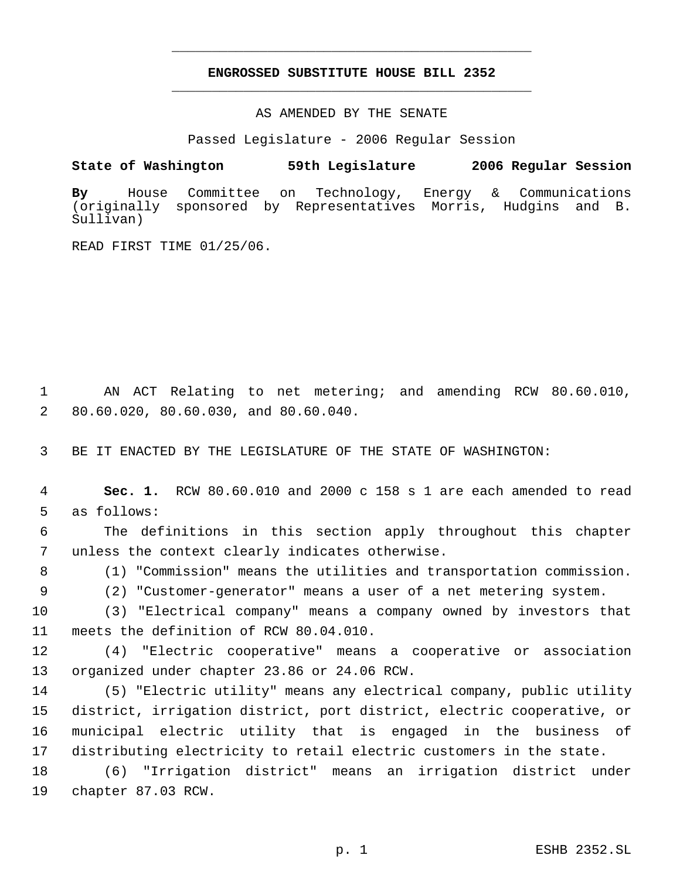# ENGROSSED SUBSTITUTE HOUSE BILL 2352

AS AMENDED BY THE SENATE

Passed Legislature - 2006 Regular Session

**State of Washington 59th Legislature 2006 Regular Session**

**By** House Committee on Technology, Energy & Communications (originally sponsored by Representatives Morris, Hudgins and B. Sullivan)

READ FIRST TIME 01/25/06.

AN ACT Relating to net metering; and amending RCW 80.60.010, 80.60.020, 80.60.030, and 80.60.040.

BE IT ENACTED BY THE LEGISLATURE OF THE STATE OF WASHINGTON:

**Sec. 1.** RCW 80.60.010 and 2000 c 158 s 1 are each amended to read as follows:

The definitions in this section apply throughout this chapter unless the context clearly indicates otherwise.

(1) "Commission" means the utilities and transportation commission.

(2) "Customer-generator" means a user of a net metering system.

(3) "Electrical company" means a company owned by investors that meets the definition of RCW 80.04.010.

(4) "Electric cooperative" means a cooperative or association organized under chapter 23.86 or 24.06 RCW.

(5) "Electric utility" means any electrical company, public utility district, irrigation district, port district, electric cooperative, or municipal electric utility that is engaged in the business of distributing electricity to retail electric customers in the state.

(6) "Irrigation district" means an irrigation district under chapter 87.03 RCW.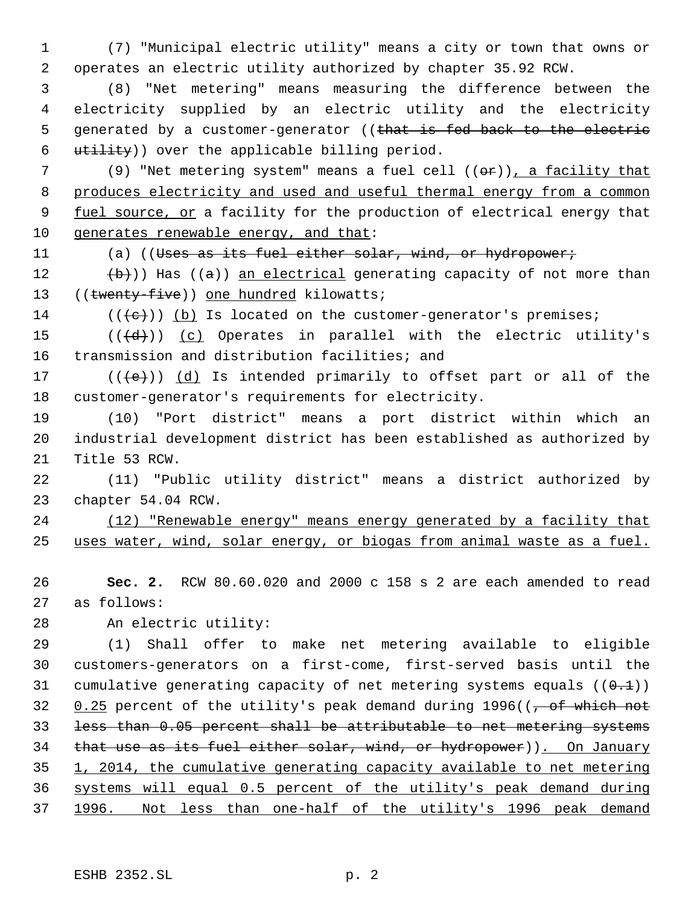(7) "Municipal electric utility" means a city or town that owns or operates an electric utility authorized by chapter 35.92 RCW.

(8) "Net metering" means measuring the difference between the electricity supplied by an electric utility and the electricity generated by a customer-generator ((~~that is fed back to the electric utility~~)) over the applicable billing period.

(9) "Net metering system" means a fuel cell ((~~or~~)), a facility that produces electricity and used and useful thermal energy from a common fuel source, or a facility for the production of electrical energy that generates renewable energy, and that:

(a) ((~~Uses as its fuel either solar, wind, or hydropower;~~

~~(b)~~)) Has ((~~a~~)) an electrical generating capacity of not more than ((~~twenty-five~~)) one hundred kilowatts;

((~~(c)~~)) (b) Is located on the customer-generator's premises;

((~~(d)~~)) (c) Operates in parallel with the electric utility's transmission and distribution facilities; and

((~~(e)~~)) (d) Is intended primarily to offset part or all of the customer-generator's requirements for electricity.

(10) "Port district" means a port district within which an industrial development district has been established as authorized by Title 53 RCW.

(11) "Public utility district" means a district authorized by chapter 54.04 RCW.

(12) "Renewable energy" means energy generated by a facility that uses water, wind, solar energy, or biogas from animal waste as a fuel.

**Sec. 2.** RCW 80.60.020 and 2000 c 158 s 2 are each amended to read as follows:

An electric utility:

(1) Shall offer to make net metering available to eligible customers-generators on a first-come, first-served basis until the cumulative generating capacity of net metering systems equals ((~~0.1~~)) 0.25 percent of the utility's peak demand during 1996((~~, of which not less than 0.05 percent shall be attributable to net metering systems that use as its fuel either solar, wind, or hydropower~~)). On January 1, 2014, the cumulative generating capacity available to net metering systems will equal 0.5 percent of the utility's peak demand during 1996. Not less than one-half of the utility's 1996 peak demand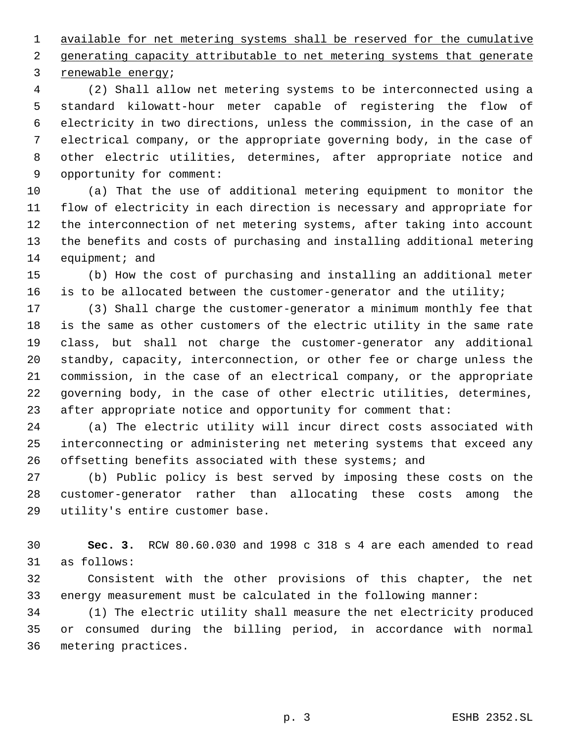<u>available for net metering systems shall be reserved for the cumulative generating capacity attributable to net metering systems that generate renewable energy</u>;

(2) Shall allow net metering systems to be interconnected using a standard kilowatt-hour meter capable of registering the flow of electricity in two directions, unless the commission, in the case of an electrical company, or the appropriate governing body, in the case of other electric utilities, determines, after appropriate notice and opportunity for comment:

(a) That the use of additional metering equipment to monitor the flow of electricity in each direction is necessary and appropriate for the interconnection of net metering systems, after taking into account the benefits and costs of purchasing and installing additional metering equipment; and

(b) How the cost of purchasing and installing an additional meter is to be allocated between the customer-generator and the utility;

(3) Shall charge the customer-generator a minimum monthly fee that is the same as other customers of the electric utility in the same rate class, but shall not charge the customer-generator any additional standby, capacity, interconnection, or other fee or charge unless the commission, in the case of an electrical company, or the appropriate governing body, in the case of other electric utilities, determines, after appropriate notice and opportunity for comment that:

(a) The electric utility will incur direct costs associated with interconnecting or administering net metering systems that exceed any offsetting benefits associated with these systems; and

(b) Public policy is best served by imposing these costs on the customer-generator rather than allocating these costs among the utility's entire customer base.

**Sec. 3.** RCW 80.60.030 and 1998 c 318 s 4 are each amended to read as follows:

Consistent with the other provisions of this chapter, the net energy measurement must be calculated in the following manner:

(1) The electric utility shall measure the net electricity produced or consumed during the billing period, in accordance with normal metering practices.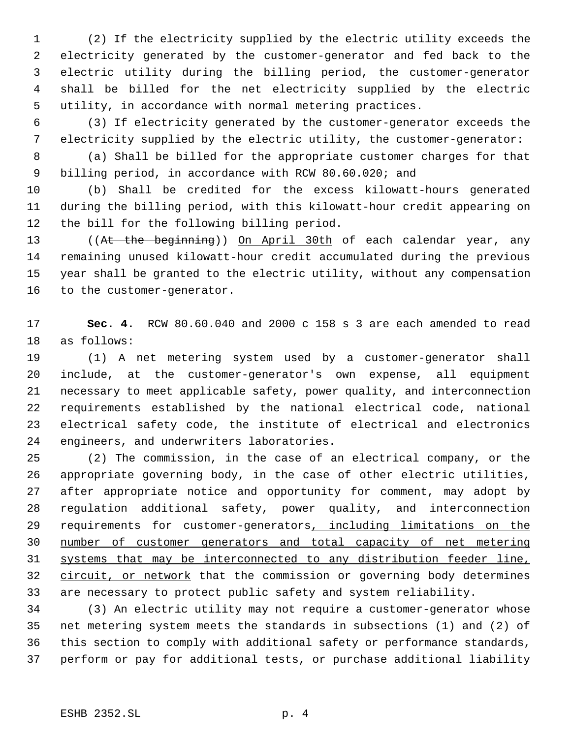(2) If the electricity supplied by the electric utility exceeds the electricity generated by the customer-generator and fed back to the electric utility during the billing period, the customer-generator shall be billed for the net electricity supplied by the electric utility, in accordance with normal metering practices.

(3) If electricity generated by the customer-generator exceeds the electricity supplied by the electric utility, the customer-generator:

(a) Shall be billed for the appropriate customer charges for that billing period, in accordance with RCW 80.60.020; and

(b) Shall be credited for the excess kilowatt-hours generated during the billing period, with this kilowatt-hour credit appearing on the bill for the following billing period.

((~~At the beginning~~)) <u>On April 30th</u> of each calendar year, any remaining unused kilowatt-hour credit accumulated during the previous year shall be granted to the electric utility, without any compensation to the customer-generator.

**Sec. 4.** RCW 80.60.040 and 2000 c 158 s 3 are each amended to read as follows:

(1) A net metering system used by a customer-generator shall include, at the customer-generator's own expense, all equipment necessary to meet applicable safety, power quality, and interconnection requirements established by the national electrical code, national electrical safety code, the institute of electrical and electronics engineers, and underwriters laboratories.

(2) The commission, in the case of an electrical company, or the appropriate governing body, in the case of other electric utilities, after appropriate notice and opportunity for comment, may adopt by regulation additional safety, power quality, and interconnection requirements for customer-generators<u>, including limitations on the number of customer generators and total capacity of net metering systems that may be interconnected to any distribution feeder line, circuit, or network</u> that the commission or governing body determines are necessary to protect public safety and system reliability.

(3) An electric utility may not require a customer-generator whose net metering system meets the standards in subsections (1) and (2) of this section to comply with additional safety or performance standards, perform or pay for additional tests, or purchase additional liability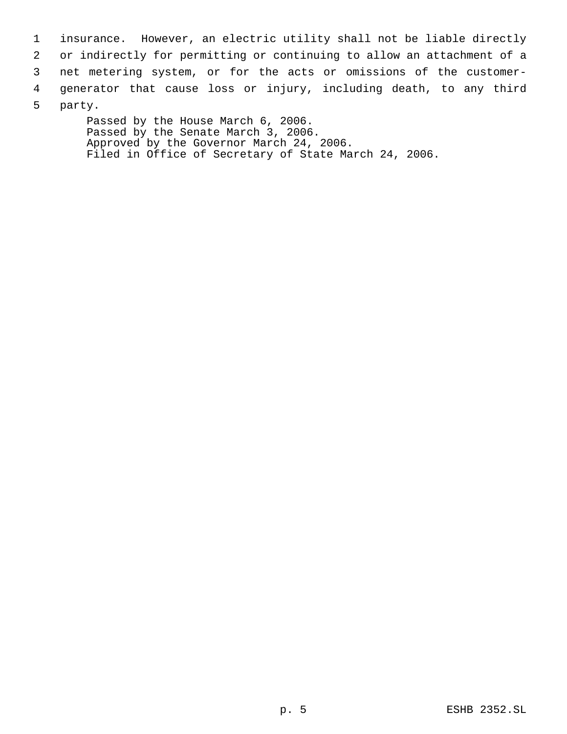insurance. However, an electric utility shall not be liable directly or indirectly for permitting or continuing to allow an attachment of a net metering system, or for the acts or omissions of the customer-generator that cause loss or injury, including death, to any third party.

Passed by the House March 6, 2006.
Passed by the Senate March 3, 2006.
Approved by the Governor March 24, 2006.
Filed in Office of Secretary of State March 24, 2006.